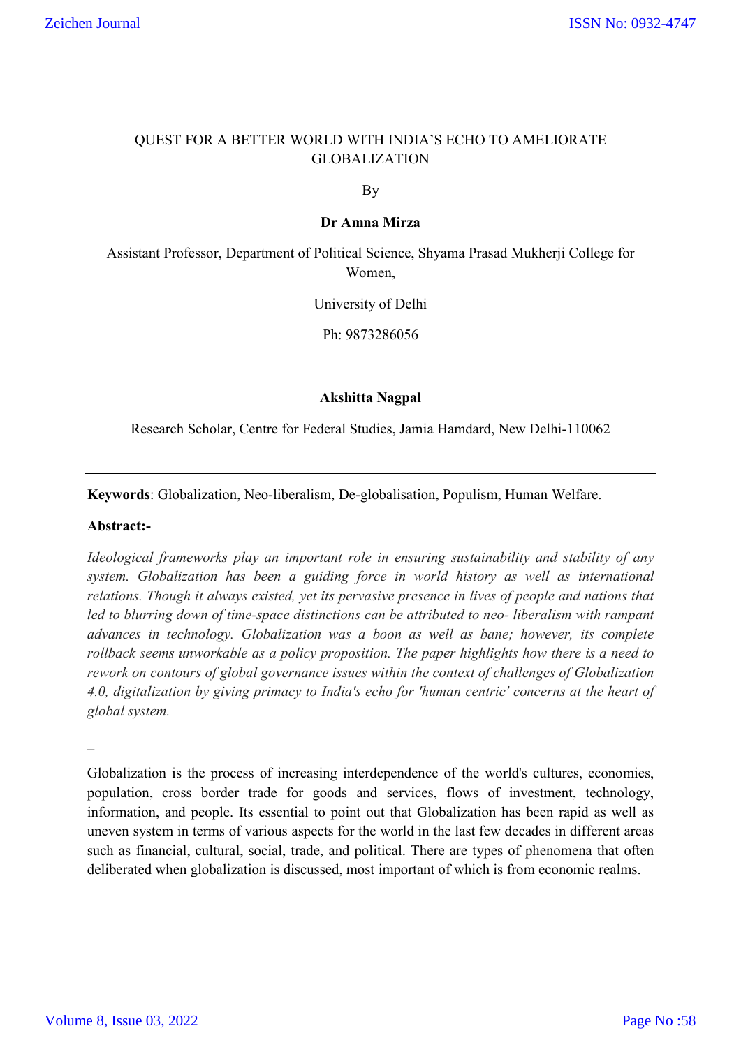# QUEST FOR A BETTER WORLD WITH INDIA'S ECHO TO AMELIORATE GLOBALIZATION

By

**Dr Amna Mirza**

Assistant Professor, Department of Political Science, Shyama Prasad Mukherji College for Women,

University of Delhi

Ph: 9873286056

**Akshitta Nagpal**

Research Scholar, Centre for Federal Studies, Jamia Hamdard, New Delhi-110062

---

**Keywords**: Globalization, Neo-liberalism, De-globalisation, Populism, Human Welfare.

**Abstract:-**

*Ideological frameworks play an important role in ensuring sustainability and stability of any system. Globalization has been a guiding force in world history as well as international relations. Though it always existed, yet its pervasive presence in lives of people and nations that led to blurring down of time-space distinctions can be attributed to neo- liberalism with rampant advances in technology. Globalization was a boon as well as bane; however, its complete rollback seems unworkable as a policy proposition. The paper highlights how there is a need to rework on contours of global governance issues within the context of challenges of Globalization 4.0, digitalization by giving primacy to India's echo for 'human centric' concerns at the heart of global system.*

–

Globalization is the process of increasing interdependence of the world's cultures, economies, population, cross border trade for goods and services, flows of investment, technology, information, and people. Its essential to point out that Globalization has been rapid as well as uneven system in terms of various aspects for the world in the last few decades in different areas such as financial, cultural, social, trade, and political. There are types of phenomena that often deliberated when globalization is discussed, most important of which is from economic realms.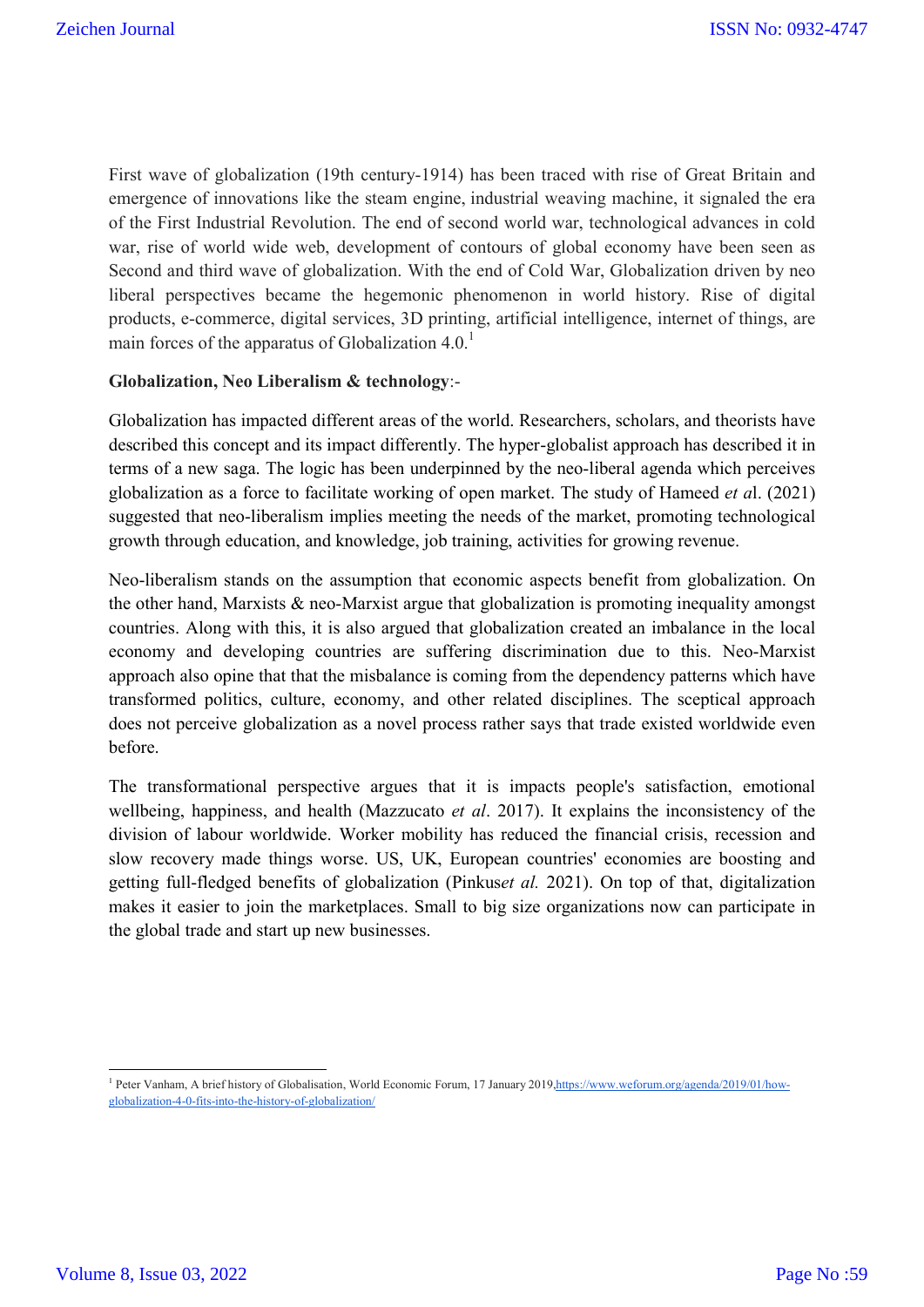First wave of globalization (19th century-1914) has been traced with rise of Great Britain and emergence of innovations like the steam engine, industrial weaving machine, it signaled the era of the First Industrial Revolution. The end of second world war, technological advances in cold war, rise of world wide web, development of contours of global economy have been seen as Second and third wave of globalization. With the end of Cold War, Globalization driven by neo liberal perspectives became the hegemonic phenomenon in world history. Rise of digital products, e-commerce, digital services, 3D printing, artificial intelligence, internet of things, are main forces of the apparatus of Globalization 4.0.[1]

**Globalization, Neo Liberalism & technology**:-

Globalization has impacted different areas of the world. Researchers, scholars, and theorists have described this concept and its impact differently. The hyper-globalist approach has described it in terms of a new saga. The logic has been underpinned by the neo-liberal agenda which perceives globalization as a force to facilitate working of open market. The study of Hameed *et a*l. (2021) suggested that neo-liberalism implies meeting the needs of the market, promoting technological growth through education, and knowledge, job training, activities for growing revenue.

Neo-liberalism stands on the assumption that economic aspects benefit from globalization. On the other hand, Marxists & neo-Marxist argue that globalization is promoting inequality amongst countries. Along with this, it is also argued that globalization created an imbalance in the local economy and developing countries are suffering discrimination due to this. Neo-Marxist approach also opine that that the misbalance is coming from the dependency patterns which have transformed politics, culture, economy, and other related disciplines. The sceptical approach does not perceive globalization as a novel process rather says that trade existed worldwide even before.

The transformational perspective argues that it is impacts people's satisfaction, emotional wellbeing, happiness, and health (Mazzucato *et al*. 2017). It explains the inconsistency of the division of labour worldwide. Worker mobility has reduced the financial crisis, recession and slow recovery made things worse. US, UK, European countries' economies are boosting and getting full-fledged benefits of globalization (Pinkus*et al.* 2021). On top of that, digitalization makes it easier to join the marketplaces. Small to big size organizations now can participate in the global trade and start up new businesses.

---

[1] Peter Vanham, A brief history of Globalisation, World Economic Forum, 17 January 2019,https://www.weforum.org/agenda/2019/01/how-globalization-4-0-fits-into-the-history-of-globalization/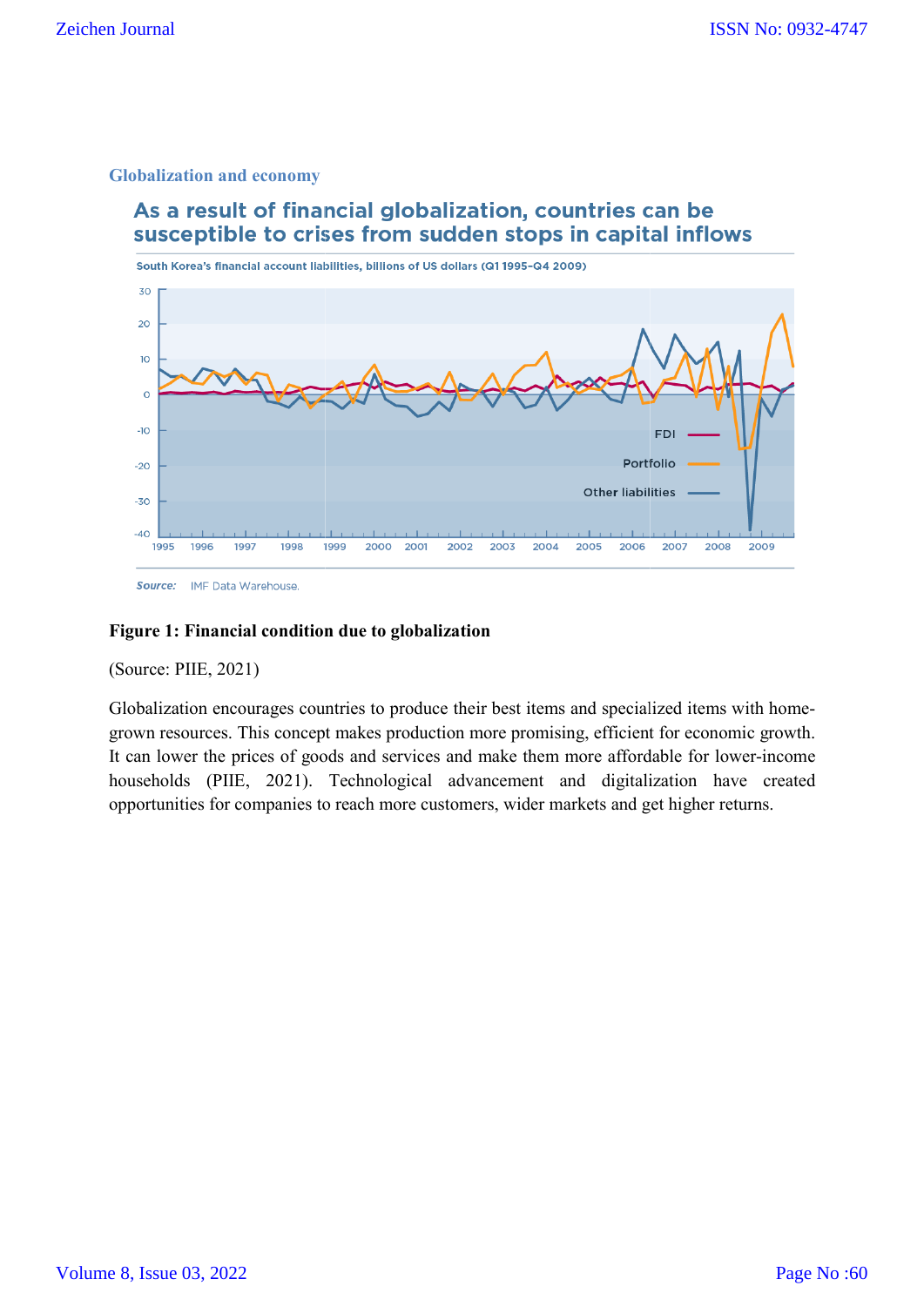### Globalization and economy

**As a result of financial globalization, countries can be susceptible to crises from sudden stops in capital inflows**

South Korea's financial account liabilities, billions of US dollars (Q1 1995–Q4 2009)

Source: IMF Data Warehouse.

**Figure 1: Financial condition due to globalization**

(Source: PIIE, 2021)

Globalization encourages countries to produce their best items and specialized items with home-grown resources. This concept makes production more promising, efficient for economic growth. It can lower the prices of goods and services and make them more affordable for lower-income households (PIIE, 2021). Technological advancement and digitalization have created opportunities for companies to reach more customers, wider markets and get higher returns.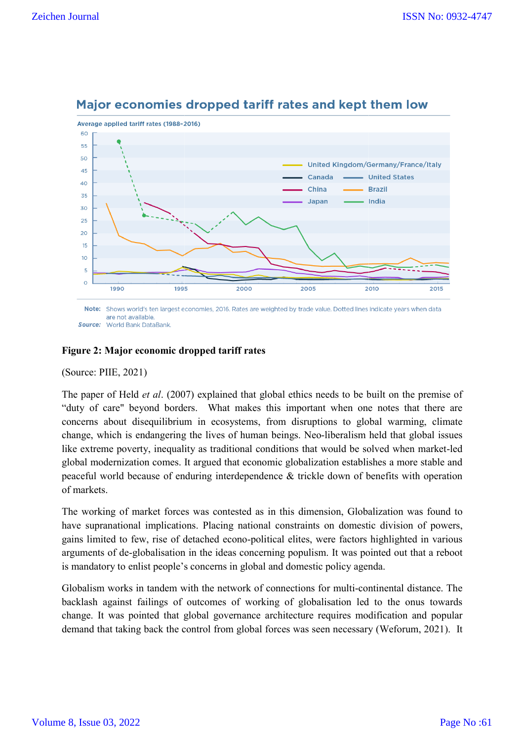## Major economies dropped tariff rates and kept them low

Average applied tariff rates (1988–2016)

Note: Shows world's ten largest economies, 2016. Rates are weighted by trade value. Dotted lines indicate years when data are not available.
Source: World Bank DataBank.

**Figure 2: Major economic dropped tariff rates**

(Source: PIIE, 2021)

The paper of Held *et al*. (2007) explained that global ethics needs to be built on the premise of "duty of care" beyond borders. What makes this important when one notes that there are concerns about disequilibrium in ecosystems, from disruptions to global warming, climate change, which is endangering the lives of human beings. Neo-liberalism held that global issues like extreme poverty, inequality as traditional conditions that would be solved when market-led global modernization comes. It argued that economic globalization establishes a more stable and peaceful world because of enduring interdependence & trickle down of benefits with operation of markets.

The working of market forces was contested as in this dimension, Globalization was found to have supranational implications. Placing national constraints on domestic division of powers, gains limited to few, rise of detached econo-political elites, were factors highlighted in various arguments of de-globalisation in the ideas concerning populism. It was pointed out that a reboot is mandatory to enlist people's concerns in global and domestic policy agenda.

Globalism works in tandem with the network of connections for multi-continental distance. The backlash against failings of outcomes of working of globalisation led to the onus towards change. It was pointed that global governance architecture requires modification and popular demand that taking back the control from global forces was seen necessary (Weforum, 2021). It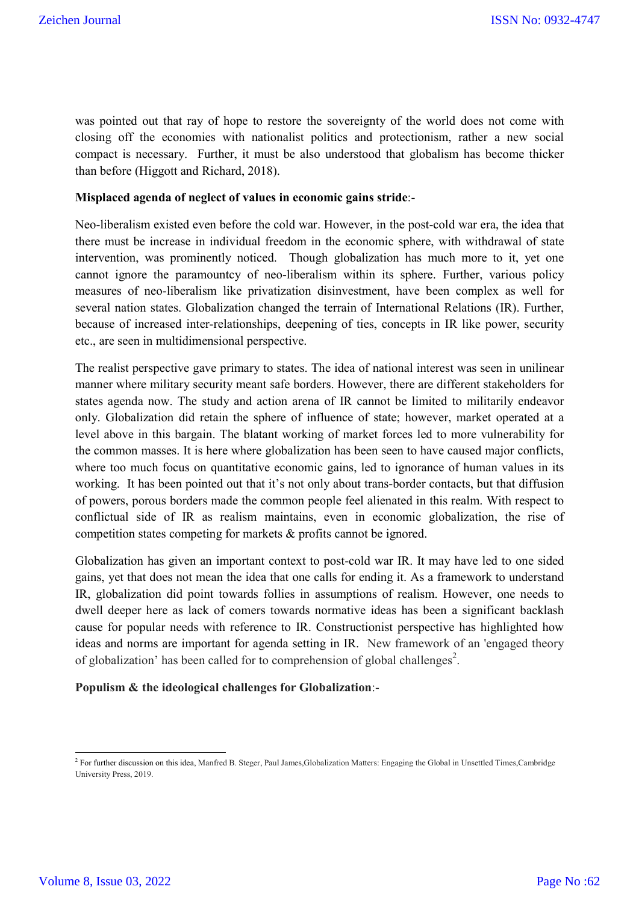was pointed out that ray of hope to restore the sovereignty of the world does not come with closing off the economies with nationalist politics and protectionism, rather a new social compact is necessary. Further, it must be also understood that globalism has become thicker than before (Higgott and Richard, 2018).

**Misplaced agenda of neglect of values in economic gains stride**:-

Neo-liberalism existed even before the cold war. However, in the post-cold war era, the idea that there must be increase in individual freedom in the economic sphere, with withdrawal of state intervention, was prominently noticed. Though globalization has much more to it, yet one cannot ignore the paramountcy of neo-liberalism within its sphere. Further, various policy measures of neo-liberalism like privatization disinvestment, have been complex as well for several nation states. Globalization changed the terrain of International Relations (IR). Further, because of increased inter-relationships, deepening of ties, concepts in IR like power, security etc., are seen in multidimensional perspective.

The realist perspective gave primary to states. The idea of national interest was seen in unilinear manner where military security meant safe borders. However, there are different stakeholders for states agenda now. The study and action arena of IR cannot be limited to militarily endeavor only. Globalization did retain the sphere of influence of state; however, market operated at a level above in this bargain. The blatant working of market forces led to more vulnerability for the common masses. It is here where globalization has been seen to have caused major conflicts, where too much focus on quantitative economic gains, led to ignorance of human values in its working. It has been pointed out that it's not only about trans-border contacts, but that diffusion of powers, porous borders made the common people feel alienated in this realm. With respect to conflictual side of IR as realism maintains, even in economic globalization, the rise of competition states competing for markets & profits cannot be ignored.

Globalization has given an important context to post-cold war IR. It may have led to one sided gains, yet that does not mean the idea that one calls for ending it. As a framework to understand IR, globalization did point towards follies in assumptions of realism. However, one needs to dwell deeper here as lack of comers towards normative ideas has been a significant backlash cause for popular needs with reference to IR. Constructionist perspective has highlighted how ideas and norms are important for agenda setting in IR. New framework of an 'engaged theory of globalization' has been called for to comprehension of global challenges[2].

**Populism & the ideological challenges for Globalization**:-

---

[2] For further discussion on this idea, Manfred B. Steger, Paul James,Globalization Matters: Engaging the Global in Unsettled Times,Cambridge University Press, 2019.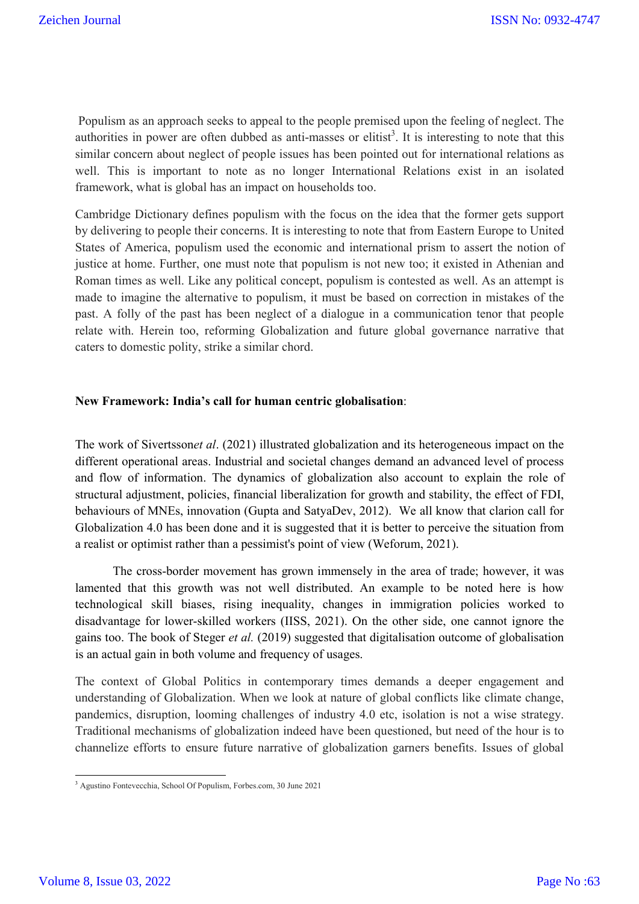Populism as an approach seeks to appeal to the people premised upon the feeling of neglect. The authorities in power are often dubbed as anti-masses or elitist[3]. It is interesting to note that this similar concern about neglect of people issues has been pointed out for international relations as well. This is important to note as no longer International Relations exist in an isolated framework, what is global has an impact on households too.

Cambridge Dictionary defines populism with the focus on the idea that the former gets support by delivering to people their concerns. It is interesting to note that from Eastern Europe to United States of America, populism used the economic and international prism to assert the notion of justice at home. Further, one must note that populism is not new too; it existed in Athenian and Roman times as well. Like any political concept, populism is contested as well. As an attempt is made to imagine the alternative to populism, it must be based on correction in mistakes of the past. A folly of the past has been neglect of a dialogue in a communication tenor that people relate with. Herein too, reforming Globalization and future global governance narrative that caters to domestic polity, strike a similar chord.

**New Framework: India's call for human centric globalisation**:

The work of Sivertsson*et al*. (2021) illustrated globalization and its heterogeneous impact on the different operational areas. Industrial and societal changes demand an advanced level of process and flow of information. The dynamics of globalization also account to explain the role of structural adjustment, policies, financial liberalization for growth and stability, the effect of FDI, behaviours of MNEs, innovation (Gupta and SatyaDev, 2012). We all know that clarion call for Globalization 4.0 has been done and it is suggested that it is better to perceive the situation from a realist or optimist rather than a pessimist's point of view (Weforum, 2021).

The cross-border movement has grown immensely in the area of trade; however, it was lamented that this growth was not well distributed. An example to be noted here is how technological skill biases, rising inequality, changes in immigration policies worked to disadvantage for lower-skilled workers (IISS, 2021). On the other side, one cannot ignore the gains too. The book of Steger *et al.* (2019) suggested that digitalisation outcome of globalisation is an actual gain in both volume and frequency of usages.

The context of Global Politics in contemporary times demands a deeper engagement and understanding of Globalization. When we look at nature of global conflicts like climate change, pandemics, disruption, looming challenges of industry 4.0 etc, isolation is not a wise strategy. Traditional mechanisms of globalization indeed have been questioned, but need of the hour is to channelize efforts to ensure future narrative of globalization garners benefits. Issues of global

---

[3] Agustino Fontevecchia, School Of Populism, Forbes.com, 30 June 2021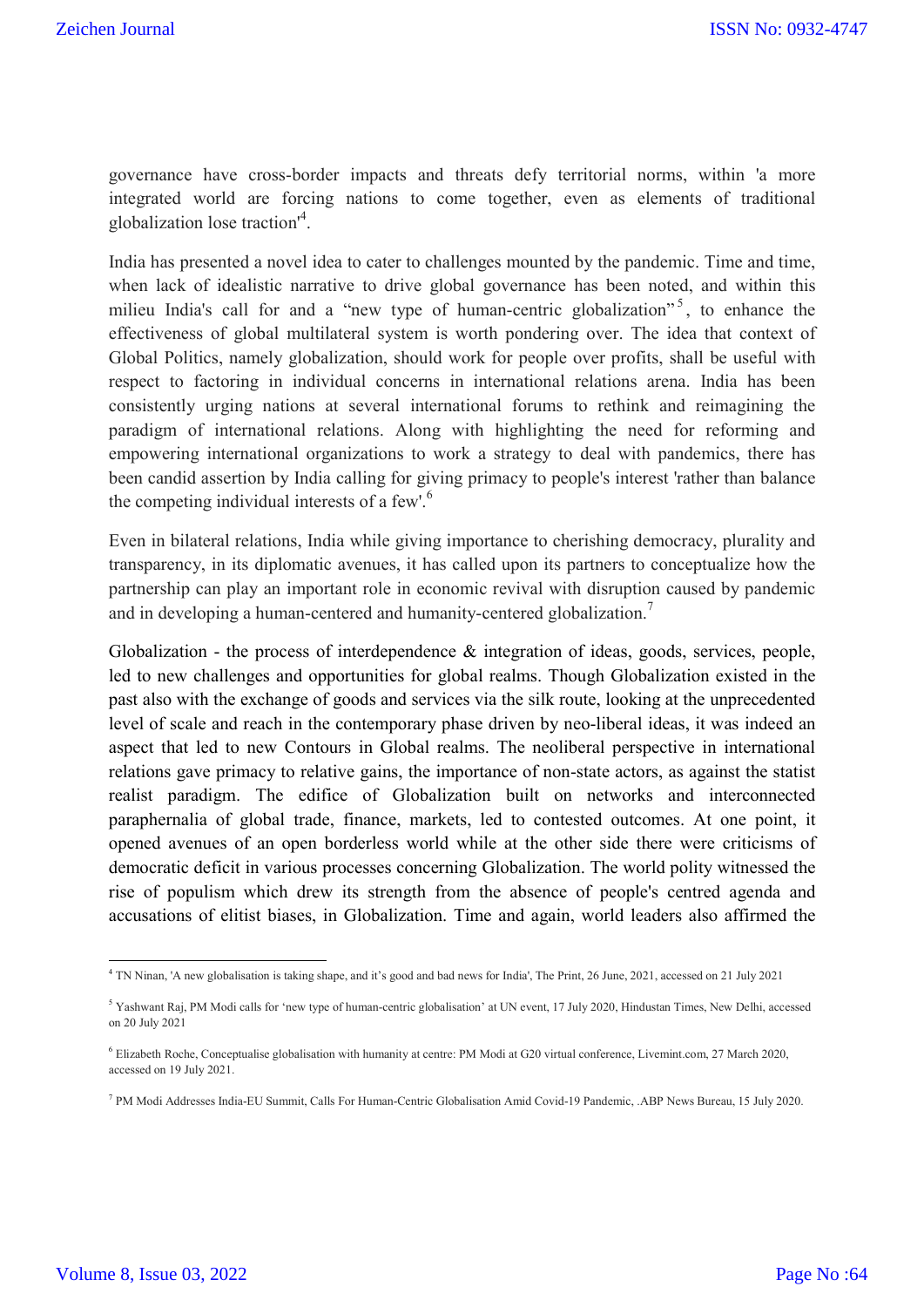governance have cross-border impacts and threats defy territorial norms, within 'a more integrated world are forcing nations to come together, even as elements of traditional globalization lose traction'[4].

India has presented a novel idea to cater to challenges mounted by the pandemic. Time and time, when lack of idealistic narrative to drive global governance has been noted, and within this milieu India's call for and a "new type of human-centric globalization"[5], to enhance the effectiveness of global multilateral system is worth pondering over. The idea that context of Global Politics, namely globalization, should work for people over profits, shall be useful with respect to factoring in individual concerns in international relations arena. India has been consistently urging nations at several international forums to rethink and reimagining the paradigm of international relations. Along with highlighting the need for reforming and empowering international organizations to work a strategy to deal with pandemics, there has been candid assertion by India calling for giving primacy to people's interest 'rather than balance the competing individual interests of a few'.[6]

Even in bilateral relations, India while giving importance to cherishing democracy, plurality and transparency, in its diplomatic avenues, it has called upon its partners to conceptualize how the partnership can play an important role in economic revival with disruption caused by pandemic and in developing a human-centered and humanity-centered globalization.[7]

Globalization - the process of interdependence & integration of ideas, goods, services, people, led to new challenges and opportunities for global realms. Though Globalization existed in the past also with the exchange of goods and services via the silk route, looking at the unprecedented level of scale and reach in the contemporary phase driven by neo-liberal ideas, it was indeed an aspect that led to new Contours in Global realms. The neoliberal perspective in international relations gave primacy to relative gains, the importance of non-state actors, as against the statist realist paradigm. The edifice of Globalization built on networks and interconnected paraphernalia of global trade, finance, markets, led to contested outcomes. At one point, it opened avenues of an open borderless world while at the other side there were criticisms of democratic deficit in various processes concerning Globalization. The world polity witnessed the rise of populism which drew its strength from the absence of people's centred agenda and accusations of elitist biases, in Globalization. Time and again, world leaders also affirmed the

---

[4] TN Ninan, 'A new globalisation is taking shape, and it's good and bad news for India', The Print, 26 June, 2021, accessed on 21 July 2021

[5] Yashwant Raj, PM Modi calls for 'new type of human-centric globalisation' at UN event, 17 July 2020, Hindustan Times, New Delhi, accessed on 20 July 2021

[6] Elizabeth Roche, Conceptualise globalisation with humanity at centre: PM Modi at G20 virtual conference, Livemint.com, 27 March 2020, accessed on 19 July 2021.

[7] PM Modi Addresses India-EU Summit, Calls For Human-Centric Globalisation Amid Covid-19 Pandemic, .ABP News Bureau, 15 July 2020.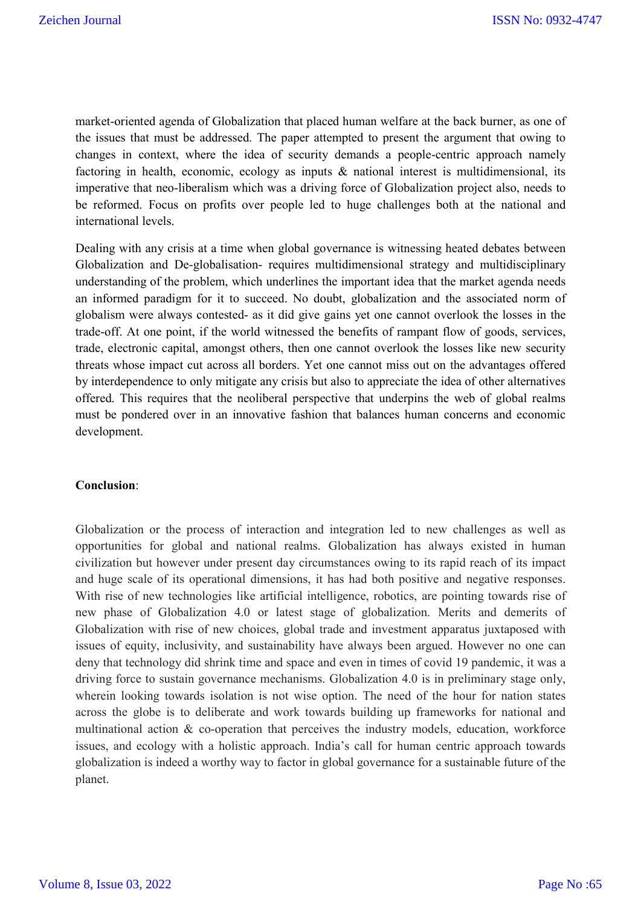market-oriented agenda of Globalization that placed human welfare at the back burner, as one of the issues that must be addressed. The paper attempted to present the argument that owing to changes in context, where the idea of security demands a people-centric approach namely factoring in health, economic, ecology as inputs & national interest is multidimensional, its imperative that neo-liberalism which was a driving force of Globalization project also, needs to be reformed. Focus on profits over people led to huge challenges both at the national and international levels.

Dealing with any crisis at a time when global governance is witnessing heated debates between Globalization and De-globalisation- requires multidimensional strategy and multidisciplinary understanding of the problem, which underlines the important idea that the market agenda needs an informed paradigm for it to succeed. No doubt, globalization and the associated norm of globalism were always contested- as it did give gains yet one cannot overlook the losses in the trade-off. At one point, if the world witnessed the benefits of rampant flow of goods, services, trade, electronic capital, amongst others, then one cannot overlook the losses like new security threats whose impact cut across all borders. Yet one cannot miss out on the advantages offered by interdependence to only mitigate any crisis but also to appreciate the idea of other alternatives offered. This requires that the neoliberal perspective that underpins the web of global realms must be pondered over in an innovative fashion that balances human concerns and economic development.

**Conclusion**:

Globalization or the process of interaction and integration led to new challenges as well as opportunities for global and national realms. Globalization has always existed in human civilization but however under present day circumstances owing to its rapid reach of its impact and huge scale of its operational dimensions, it has had both positive and negative responses. With rise of new technologies like artificial intelligence, robotics, are pointing towards rise of new phase of Globalization 4.0 or latest stage of globalization. Merits and demerits of Globalization with rise of new choices, global trade and investment apparatus juxtaposed with issues of equity, inclusivity, and sustainability have always been argued. However no one can deny that technology did shrink time and space and even in times of covid 19 pandemic, it was a driving force to sustain governance mechanisms. Globalization 4.0 is in preliminary stage only, wherein looking towards isolation is not wise option. The need of the hour for nation states across the globe is to deliberate and work towards building up frameworks for national and multinational action & co-operation that perceives the industry models, education, workforce issues, and ecology with a holistic approach. India's call for human centric approach towards globalization is indeed a worthy way to factor in global governance for a sustainable future of the planet.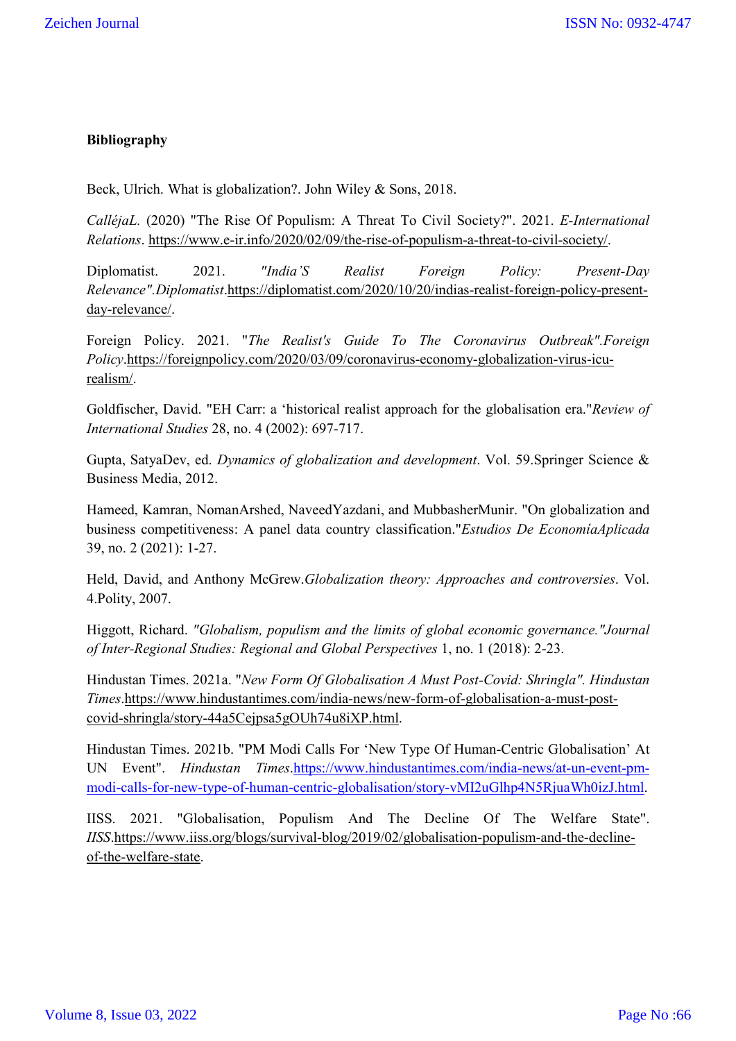**Bibliography**

Beck, Ulrich. What is globalization?. John Wiley & Sons, 2018.

*CalléjaL.* (2020) "The Rise Of Populism: A Threat To Civil Society?". 2021. *E-International Relations*. https://www.e-ir.info/2020/02/09/the-rise-of-populism-a-threat-to-civil-society/.

Diplomatist. 2021. *"India'S Realist Foreign Policy: Present-Day Relevance".Diplomatist*.https://diplomatist.com/2020/10/20/indias-realist-foreign-policy-present-day-relevance/.

Foreign Policy. 2021. "*The Realist's Guide To The Coronavirus Outbreak".Foreign Policy*.https://foreignpolicy.com/2020/03/09/coronavirus-economy-globalization-virus-icu-realism/.

Goldfischer, David. "EH Carr: a 'historical realist approach for the globalisation era."*Review of International Studies* 28, no. 4 (2002): 697-717.

Gupta, SatyaDev, ed. *Dynamics of globalization and development*. Vol. 59.Springer Science & Business Media, 2012.

Hameed, Kamran, NomanArshed, NaveedYazdani, and MubbasherMunir. "On globalization and business competitiveness: A panel data country classification."*Estudios De EconomíaAplicada* 39, no. 2 (2021): 1-27.

Held, David, and Anthony McGrew.*Globalization theory: Approaches and controversies*. Vol. 4.Polity, 2007.

Higgott, Richard. *"Globalism, populism and the limits of global economic governance."Journal of Inter-Regional Studies: Regional and Global Perspectives* 1, no. 1 (2018): 2-23.

Hindustan Times. 2021a. "*New Form Of Globalisation A Must Post-Covid: Shringla". Hindustan Times*.https://www.hindustantimes.com/india-news/new-form-of-globalisation-a-must-post-covid-shringla/story-44a5Cejpsa5gOUh74u8iXP.html.

Hindustan Times. 2021b. "PM Modi Calls For 'New Type Of Human-Centric Globalisation' At UN Event". *Hindustan Times*.https://www.hindustantimes.com/india-news/at-un-event-pm-modi-calls-for-new-type-of-human-centric-globalisation/story-vMI2uGlhp4N5RjuaWh0izJ.html.

IISS. 2021. "Globalisation, Populism And The Decline Of The Welfare State". *IISS*.https://www.iiss.org/blogs/survival-blog/2019/02/globalisation-populism-and-the-decline-of-the-welfare-state.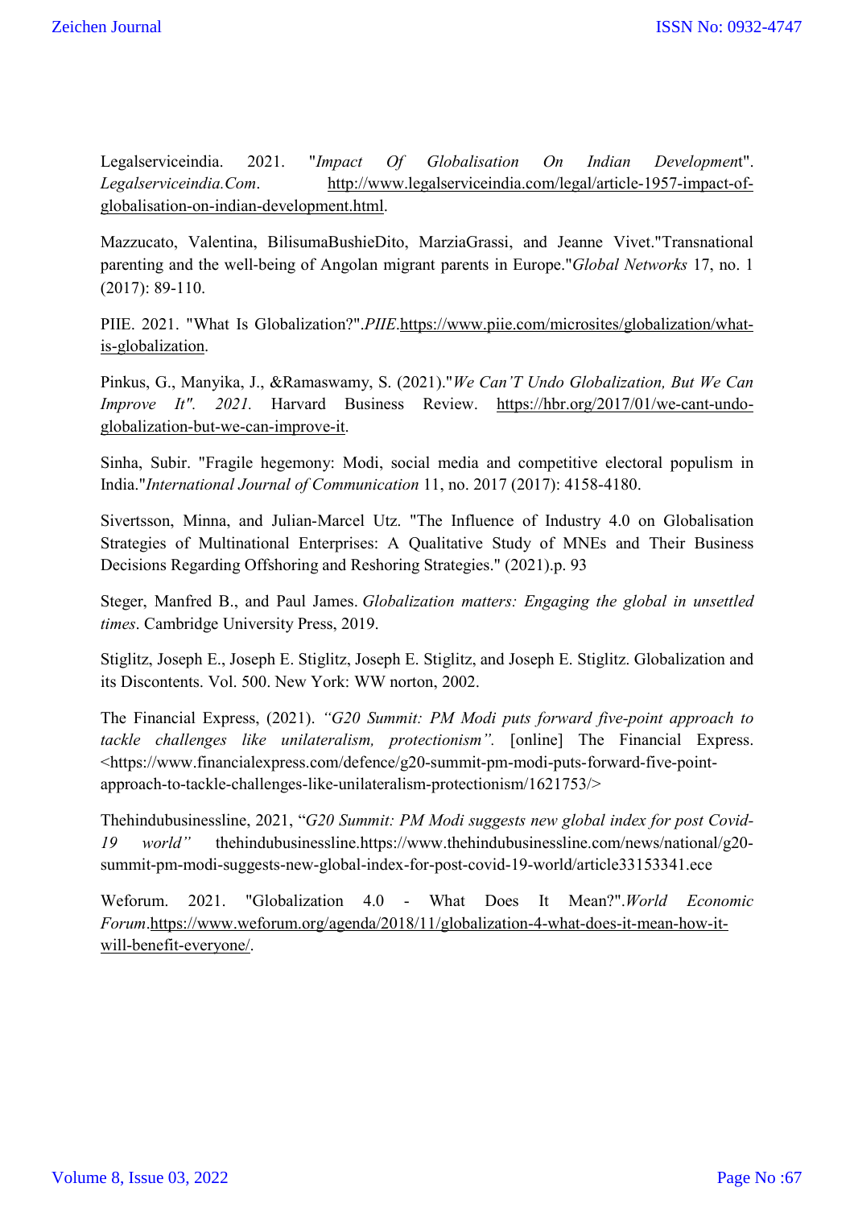Legalserviceindia. 2021. "*Impact Of Globalisation On Indian Development*". *Legalserviceindia.Com*. http://www.legalserviceindia.com/legal/article-1957-impact-of-globalisation-on-indian-development.html.

Mazzucato, Valentina, BilisumaBushieDito, MarziaGrassi, and Jeanne Vivet."Transnational parenting and the well-being of Angolan migrant parents in Europe."*Global Networks* 17, no. 1 (2017): 89-110.

PIIE. 2021. "What Is Globalization?".*PIIE*.https://www.piie.com/microsites/globalization/what-is-globalization.

Pinkus, G., Manyika, J., &Ramaswamy, S. (2021)."*We Can'T Undo Globalization, But We Can Improve It". 2021.* Harvard Business Review. https://hbr.org/2017/01/we-cant-undo-globalization-but-we-can-improve-it.

Sinha, Subir. "Fragile hegemony: Modi, social media and competitive electoral populism in India."*International Journal of Communication* 11, no. 2017 (2017): 4158-4180.

Sivertsson, Minna, and Julian-Marcel Utz. "The Influence of Industry 4.0 on Globalisation Strategies of Multinational Enterprises: A Qualitative Study of MNEs and Their Business Decisions Regarding Offshoring and Reshoring Strategies." (2021).p. 93

Steger, Manfred B., and Paul James. *Globalization matters: Engaging the global in unsettled times*. Cambridge University Press, 2019.

Stiglitz, Joseph E., Joseph E. Stiglitz, Joseph E. Stiglitz, and Joseph E. Stiglitz. Globalization and its Discontents. Vol. 500. New York: WW norton, 2002.

The Financial Express, (2021). *"G20 Summit: PM Modi puts forward five-point approach to tackle challenges like unilateralism, protectionism".* [online] The Financial Express. <https://www.financialexpress.com/defence/g20-summit-pm-modi-puts-forward-five-point-approach-to-tackle-challenges-like-unilateralism-protectionism/1621753/>

Thehindubusinessline, 2021, "*G20 Summit: PM Modi suggests new global index for post Covid-19 world"* thehindubusinessline.https://www.thehindubusinessline.com/news/national/g20-summit-pm-modi-suggests-new-global-index-for-post-covid-19-world/article33153341.ece

Weforum. 2021. "Globalization 4.0 - What Does It Mean?".*World Economic Forum*.https://www.weforum.org/agenda/2018/11/globalization-4-what-does-it-mean-how-it-will-benefit-everyone/.